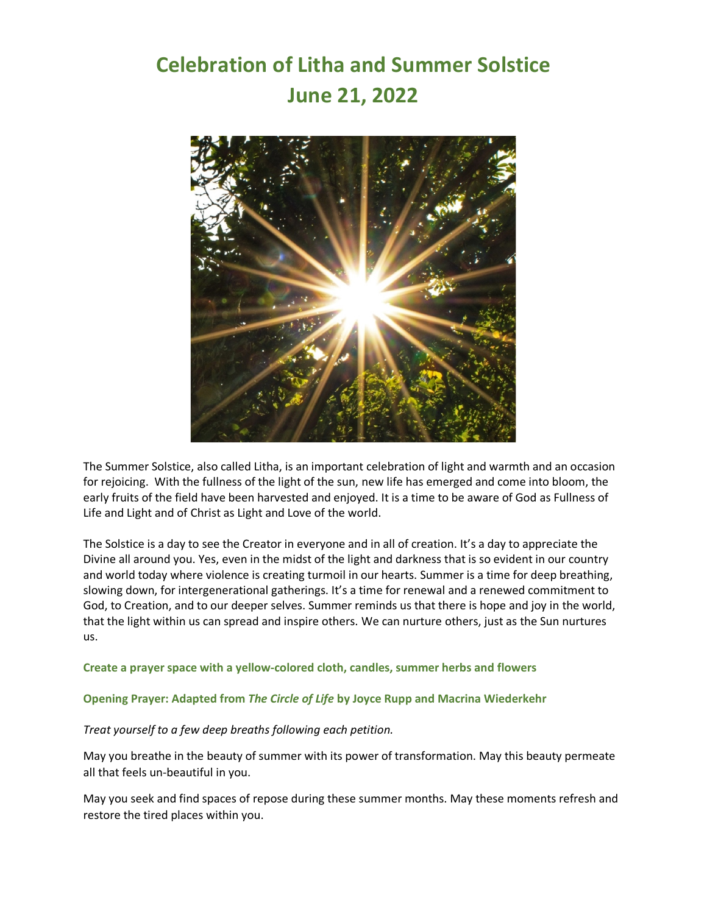# Celebration of Litha and Summer Solstice
# June 21, 2022

The Summer Solstice, also called Litha, is an important celebration of light and warmth and an occasion for rejoicing. With the fullness of the light of the sun, new life has emerged and come into bloom, the early fruits of the field have been harvested and enjoyed. It is a time to be aware of God as Fullness of Life and Light and of Christ as Light and Love of the world.

The Solstice is a day to see the Creator in everyone and in all of creation. It's a day to appreciate the Divine all around you. Yes, even in the midst of the light and darkness that is so evident in our country and world today where violence is creating turmoil in our hearts. Summer is a time for deep breathing, slowing down, for intergenerational gatherings. It's a time for renewal and a renewed commitment to God, to Creation, and to our deeper selves. Summer reminds us that there is hope and joy in the world, that the light within us can spread and inspire others. We can nurture others, just as the Sun nurtures us.

**Create a prayer space with a yellow-colored cloth, candles, summer herbs and flowers**

**Opening Prayer: Adapted from *The Circle of Life* by Joyce Rupp and Macrina Wiederkehr**

*Treat yourself to a few deep breaths following each petition.*

May you breathe in the beauty of summer with its power of transformation. May this beauty permeate all that feels un-beautiful in you.

May you seek and find spaces of repose during these summer months. May these moments refresh and restore the tired places within you.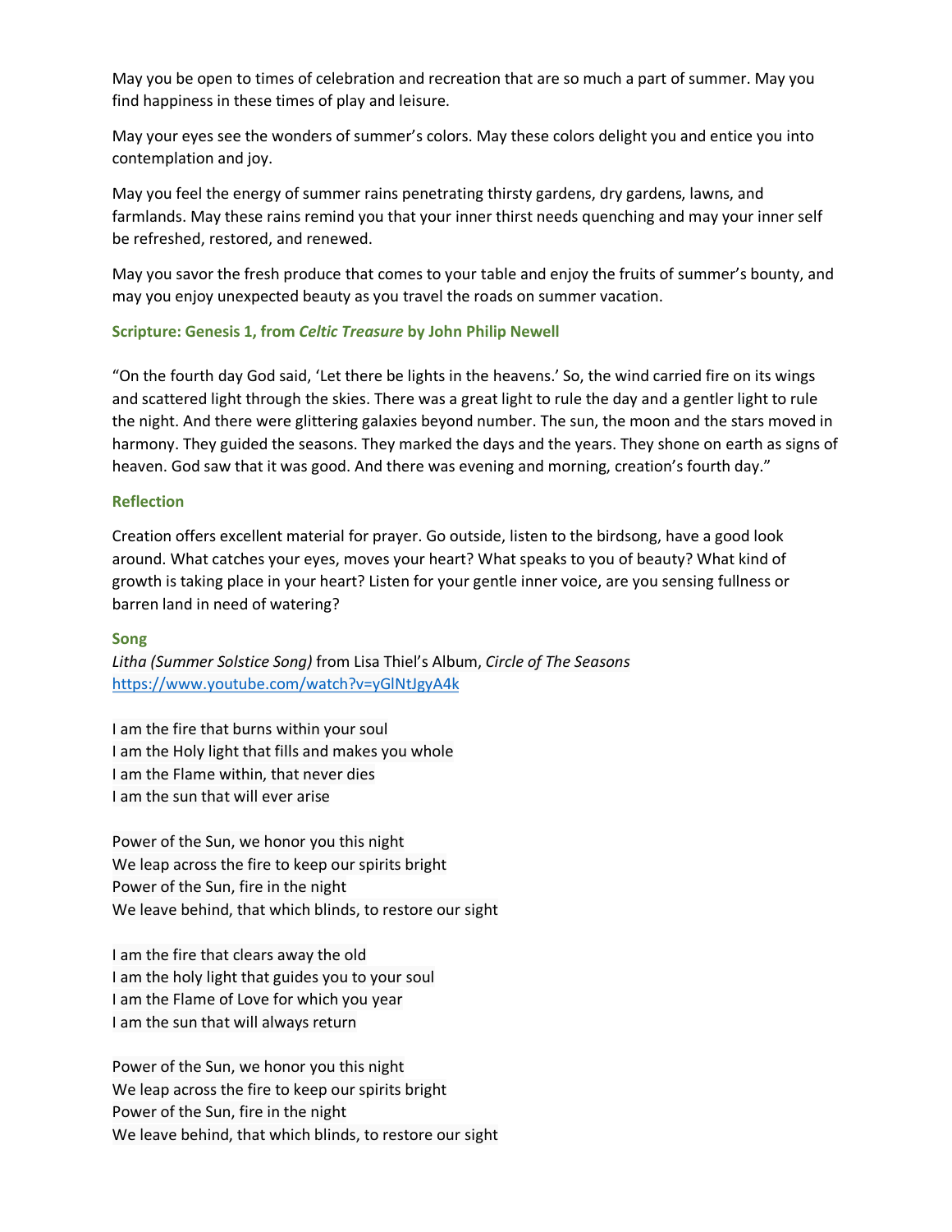May you be open to times of celebration and recreation that are so much a part of summer. May you find happiness in these times of play and leisure.

May your eyes see the wonders of summer's colors. May these colors delight you and entice you into contemplation and joy.

May you feel the energy of summer rains penetrating thirsty gardens, dry gardens, lawns, and farmlands. May these rains remind you that your inner thirst needs quenching and may your inner self be refreshed, restored, and renewed.

May you savor the fresh produce that comes to your table and enjoy the fruits of summer's bounty, and may you enjoy unexpected beauty as you travel the roads on summer vacation.

### Scripture: Genesis 1, from *Celtic Treasure* by John Philip Newell

"On the fourth day God said, 'Let there be lights in the heavens.' So, the wind carried fire on its wings and scattered light through the skies. There was a great light to rule the day and a gentler light to rule the night. And there were glittering galaxies beyond number. The sun, the moon and the stars moved in harmony. They guided the seasons. They marked the days and the years. They shone on earth as signs of heaven. God saw that it was good. And there was evening and morning, creation's fourth day."

### Reflection

Creation offers excellent material for prayer. Go outside, listen to the birdsong, have a good look around. What catches your eyes, moves your heart? What speaks to you of beauty? What kind of growth is taking place in your heart? Listen for your gentle inner voice, are you sensing fullness or barren land in need of watering?

### Song

*Litha (Summer Solstice Song)* from Lisa Thiel's Album, *Circle of The Seasons*
https://www.youtube.com/watch?v=yGlNtJgyA4k

I am the fire that burns within your soul
I am the Holy light that fills and makes you whole
I am the Flame within, that never dies
I am the sun that will ever arise

Power of the Sun, we honor you this night
We leap across the fire to keep our spirits bright
Power of the Sun, fire in the night
We leave behind, that which blinds, to restore our sight

I am the fire that clears away the old
I am the holy light that guides you to your soul
I am the Flame of Love for which you year
I am the sun that will always return

Power of the Sun, we honor you this night
We leap across the fire to keep our spirits bright
Power of the Sun, fire in the night
We leave behind, that which blinds, to restore our sight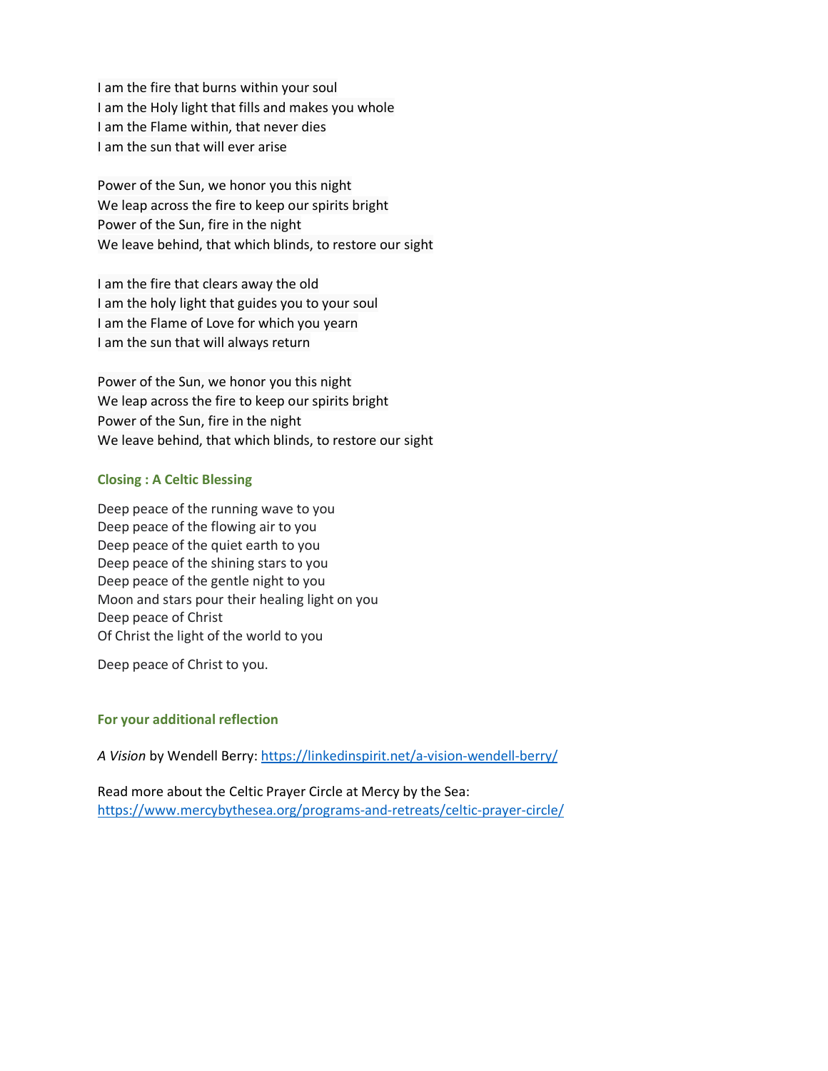I am the fire that burns within your soul
I am the Holy light that fills and makes you whole
I am the Flame within, that never dies
I am the sun that will ever arise

Power of the Sun, we honor you this night
We leap across the fire to keep our spirits bright
Power of the Sun, fire in the night
We leave behind, that which blinds, to restore our sight

I am the fire that clears away the old
I am the holy light that guides you to your soul
I am the Flame of Love for which you yearn
I am the sun that will always return

Power of the Sun, we honor you this night
We leap across the fire to keep our spirits bright
Power of the Sun, fire in the night
We leave behind, that which blinds, to restore our sight

### Closing : A Celtic Blessing

Deep peace of the running wave to you
Deep peace of the flowing air to you
Deep peace of the quiet earth to you
Deep peace of the shining stars to you
Deep peace of the gentle night to you
Moon and stars pour their healing light on you
Deep peace of Christ
Of Christ the light of the world to you

Deep peace of Christ to you.

### For your additional reflection

*A Vision* by Wendell Berry: https://linkedinspirit.net/a-vision-wendell-berry/

Read more about the Celtic Prayer Circle at Mercy by the Sea:
https://www.mercybythesea.org/programs-and-retreats/celtic-prayer-circle/